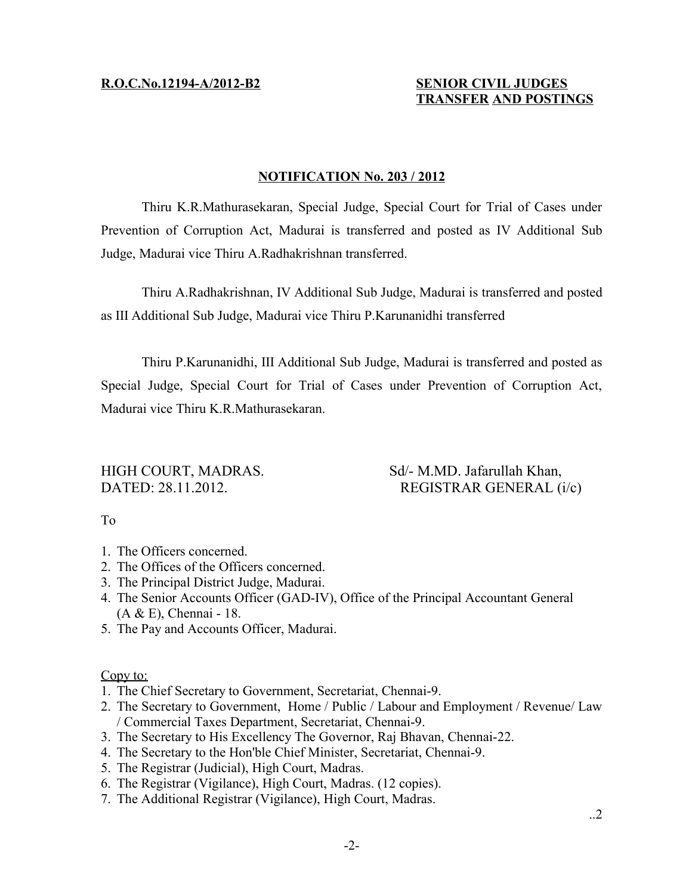**R.O.C.No.12194-A/2012-B2**

**SENIOR CIVIL JUDGES TRANSFER AND POSTINGS**

**NOTIFICATION No. 203 / 2012**

Thiru K.R.Mathurasekaran, Special Judge, Special Court for Trial of Cases under Prevention of Corruption Act, Madurai is transferred and posted as IV Additional Sub Judge, Madurai vice Thiru A.Radhakrishnan transferred.

Thiru A.Radhakrishnan, IV Additional Sub Judge, Madurai is transferred and posted as III Additional Sub Judge, Madurai vice Thiru P.Karunanidhi transferred

Thiru P.Karunanidhi, III Additional Sub Judge, Madurai is transferred and posted as Special Judge, Special Court for Trial of Cases under Prevention of Corruption Act, Madurai vice Thiru K.R.Mathurasekaran.

HIGH COURT, MADRAS.
DATED: 28.11.2012.

Sd/- M.MD. Jafarullah Khan,
REGISTRAR GENERAL (i/c)

To

1. The Officers concerned.
2. The Offices of the Officers concerned.
3. The Principal District Judge, Madurai.
4. The Senior Accounts Officer (GAD-IV), Office of the Principal Accountant General (A & E), Chennai - 18.
5. The Pay and Accounts Officer, Madurai.

Copy to:

1. The Chief Secretary to Government, Secretariat, Chennai-9.
2. The Secretary to Government, Home / Public / Labour and Employment / Revenue/ Law / Commercial Taxes Department, Secretariat, Chennai-9.
3. The Secretary to His Excellency The Governor, Raj Bhavan, Chennai-22.
4. The Secretary to the Hon'ble Chief Minister, Secretariat, Chennai-9.
5. The Registrar (Judicial), High Court, Madras.
6. The Registrar (Vigilance), High Court, Madras. (12 copies).
7. The Additional Registrar (Vigilance), High Court, Madras.

..2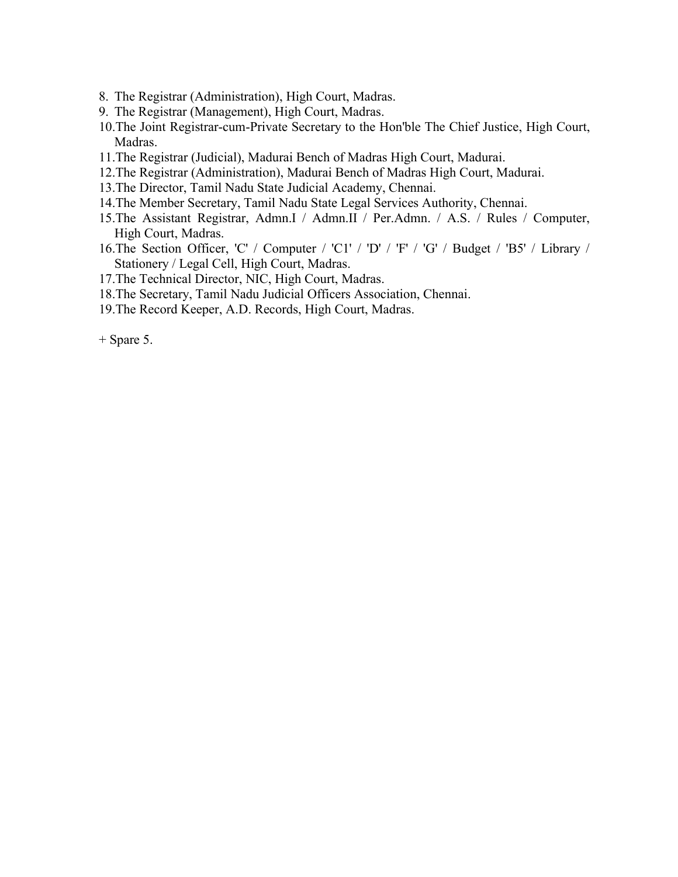8. The Registrar (Administration), High Court, Madras.
9. The Registrar (Management), High Court, Madras.
10. The Joint Registrar-cum-Private Secretary to the Hon'ble The Chief Justice, High Court, Madras.
11. The Registrar (Judicial), Madurai Bench of Madras High Court, Madurai.
12. The Registrar (Administration), Madurai Bench of Madras High Court, Madurai.
13. The Director, Tamil Nadu State Judicial Academy, Chennai.
14. The Member Secretary, Tamil Nadu State Legal Services Authority, Chennai.
15. The Assistant Registrar, Admn.I / Admn.II / Per.Admn. / A.S. / Rules / Computer, High Court, Madras.
16. The Section Officer, 'C' / Computer / 'C1' / 'D' / 'F' / 'G' / Budget / 'B5' / Library / Stationery / Legal Cell, High Court, Madras.
17. The Technical Director, NIC, High Court, Madras.
18. The Secretary, Tamil Nadu Judicial Officers Association, Chennai.
19. The Record Keeper, A.D. Records, High Court, Madras.

+ Spare 5.